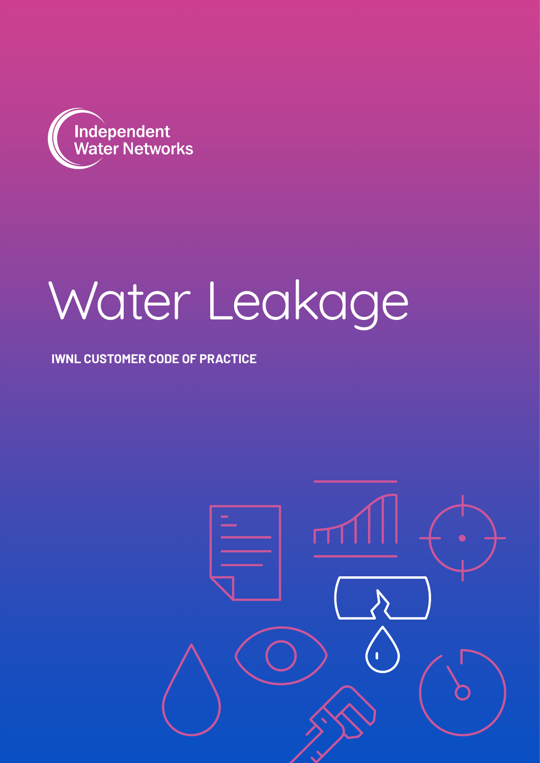Independent Water Networks

# Water Leakage

**IWNL CUSTOMER CODE OF PRACTICE**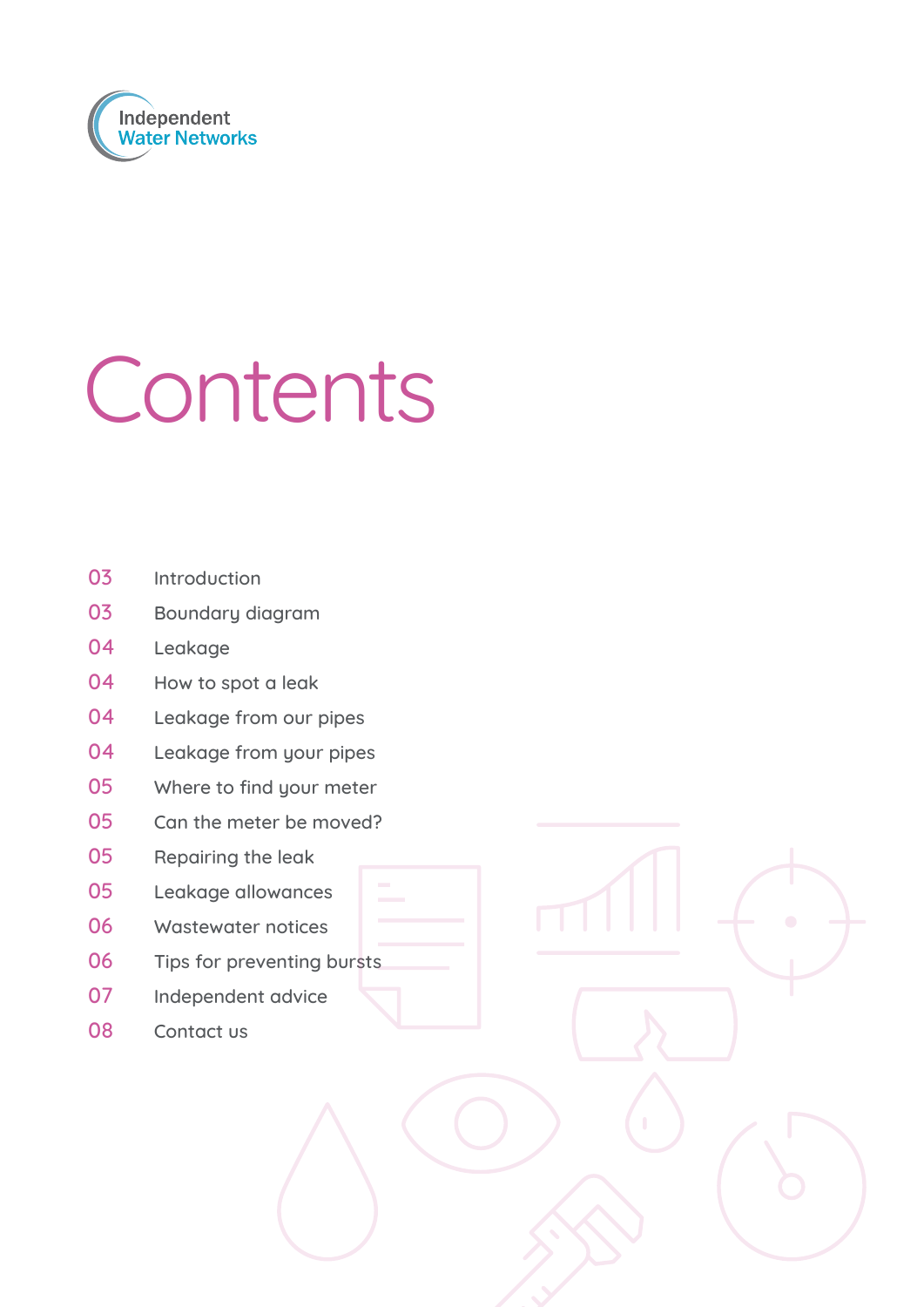Independent Water Networks

# Contents

| | |
|---|---|
| 03 | Introduction |
| 03 | Boundary diagram |
| 04 | Leakage |
| 04 | How to spot a leak |
| 04 | Leakage from our pipes |
| 04 | Leakage from your pipes |
| 05 | Where to find your meter |
| 05 | Can the meter be moved? |
| 05 | Repairing the leak |
| 05 | Leakage allowances |
| 06 | Wastewater notices |
| 06 | Tips for preventing bursts |
| 07 | Independent advice |
| 08 | Contact us |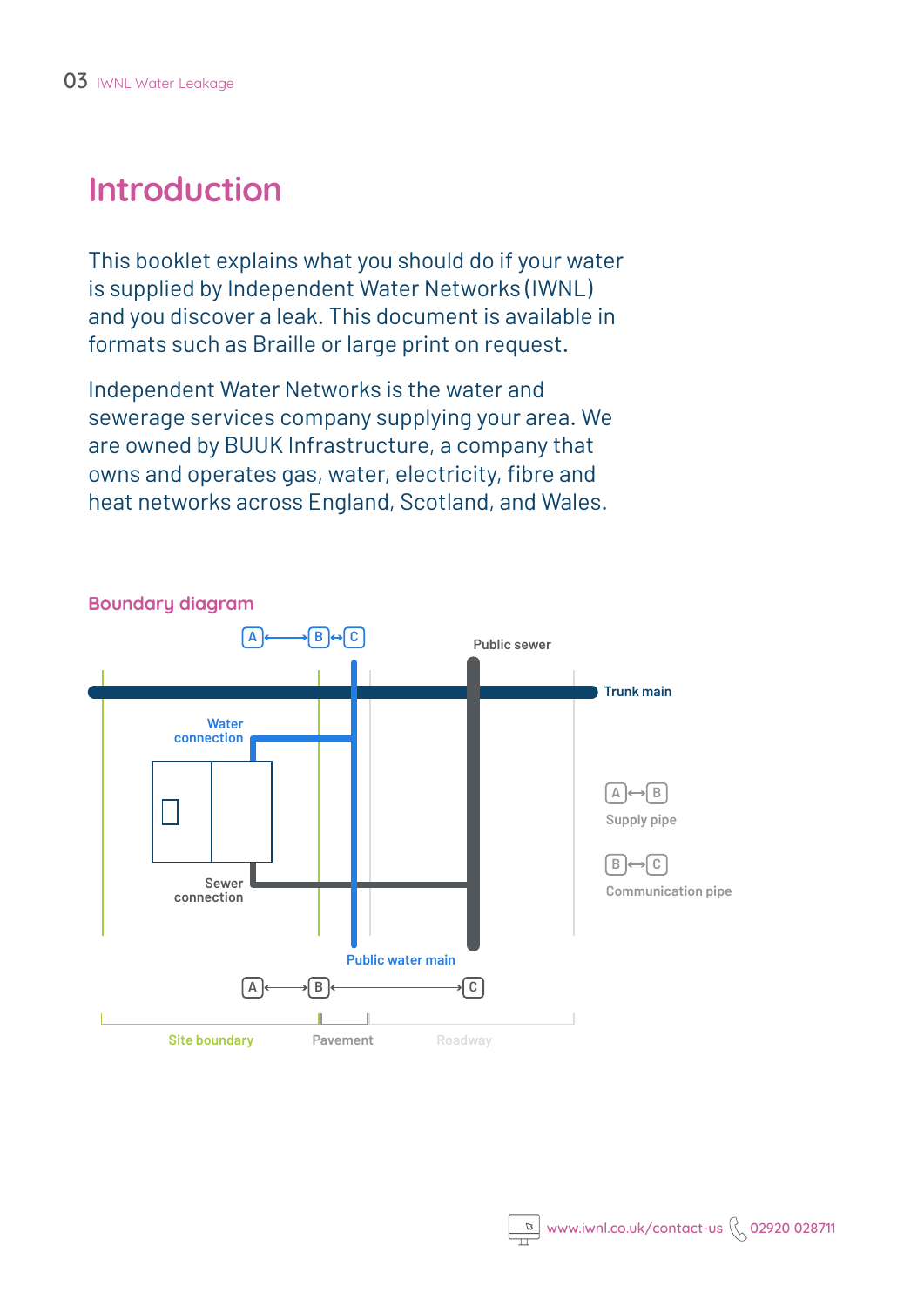# Introduction

This booklet explains what you should do if your water is supplied by Independent Water Networks (IWNL) and you discover a leak. This document is available in formats such as Braille or large print on request.

Independent Water Networks is the water and sewerage services company supplying your area. We are owned by BUUK Infrastructure, a company that owns and operates gas, water, electricity, fibre and heat networks across England, Scotland, and Wales.

## Boundary diagram

A ⟷ B ⟷ C

Public sewer

Trunk main

Water connection

Sewer connection

Public water main

A ⟷ B ⟷ C

Site boundary

Pavement

Roadway

A ⟷ B Supply pipe

B ⟷ C Communication pipe

www.iwnl.co.uk/contact-us 02920 028711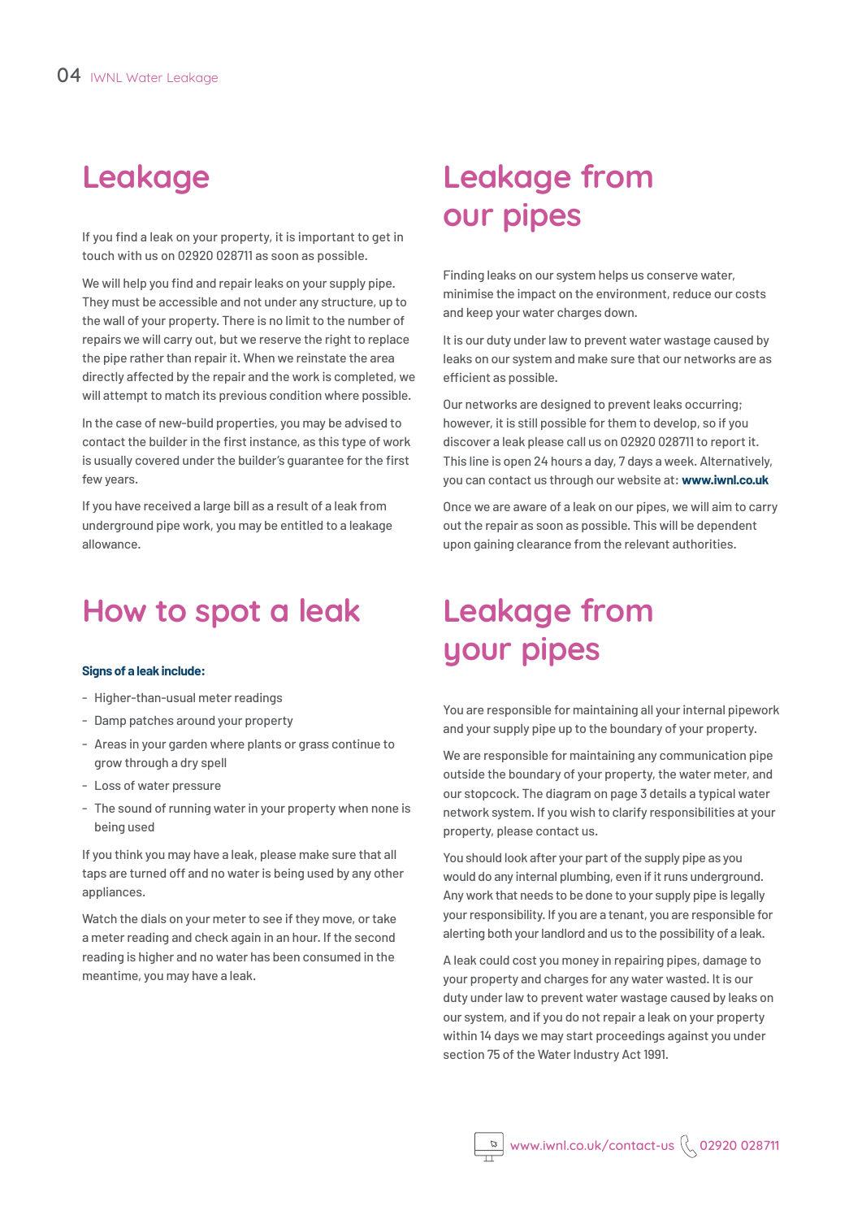# Leakage

If you find a leak on your property, it is important to get in touch with us on 02920 028711 as soon as possible.

We will help you find and repair leaks on your supply pipe. They must be accessible and not under any structure, up to the wall of your property. There is no limit to the number of repairs we will carry out, but we reserve the right to replace the pipe rather than repair it. When we reinstate the area directly affected by the repair and the work is completed, we will attempt to match its previous condition where possible.

In the case of new-build properties, you may be advised to contact the builder in the first instance, as this type of work is usually covered under the builder's guarantee for the first few years.

If you have received a large bill as a result of a leak from underground pipe work, you may be entitled to a leakage allowance.

# How to spot a leak

**Signs of a leak include:**

- Higher-than-usual meter readings
- Damp patches around your property
- Areas in your garden where plants or grass continue to grow through a dry spell
- Loss of water pressure
- The sound of running water in your property when none is being used

If you think you may have a leak, please make sure that all taps are turned off and no water is being used by any other appliances.

Watch the dials on your meter to see if they move, or take a meter reading and check again in an hour. If the second reading is higher and no water has been consumed in the meantime, you may have a leak.

# Leakage from our pipes

Finding leaks on our system helps us conserve water, minimise the impact on the environment, reduce our costs and keep your water charges down.

It is our duty under law to prevent water wastage caused by leaks on our system and make sure that our networks are as efficient as possible.

Our networks are designed to prevent leaks occurring; however, it is still possible for them to develop, so if you discover a leak please call us on 02920 028711 to report it. This line is open 24 hours a day, 7 days a week. Alternatively, you can contact us through our website at: **www.iwnl.co.uk**

Once we are aware of a leak on our pipes, we will aim to carry out the repair as soon as possible. This will be dependent upon gaining clearance from the relevant authorities.

# Leakage from your pipes

You are responsible for maintaining all your internal pipework and your supply pipe up to the boundary of your property.

We are responsible for maintaining any communication pipe outside the boundary of your property, the water meter, and our stopcock. The diagram on page 3 details a typical water network system. If you wish to clarify responsibilities at your property, please contact us.

You should look after your part of the supply pipe as you would do any internal plumbing, even if it runs underground. Any work that needs to be done to your supply pipe is legally your responsibility. If you are a tenant, you are responsible for alerting both your landlord and us to the possibility of a leak.

A leak could cost you money in repairing pipes, damage to your property and charges for any water wasted. It is our duty under law to prevent water wastage caused by leaks on our system, and if you do not repair a leak on your property within 14 days we may start proceedings against you under section 75 of the Water Industry Act 1991.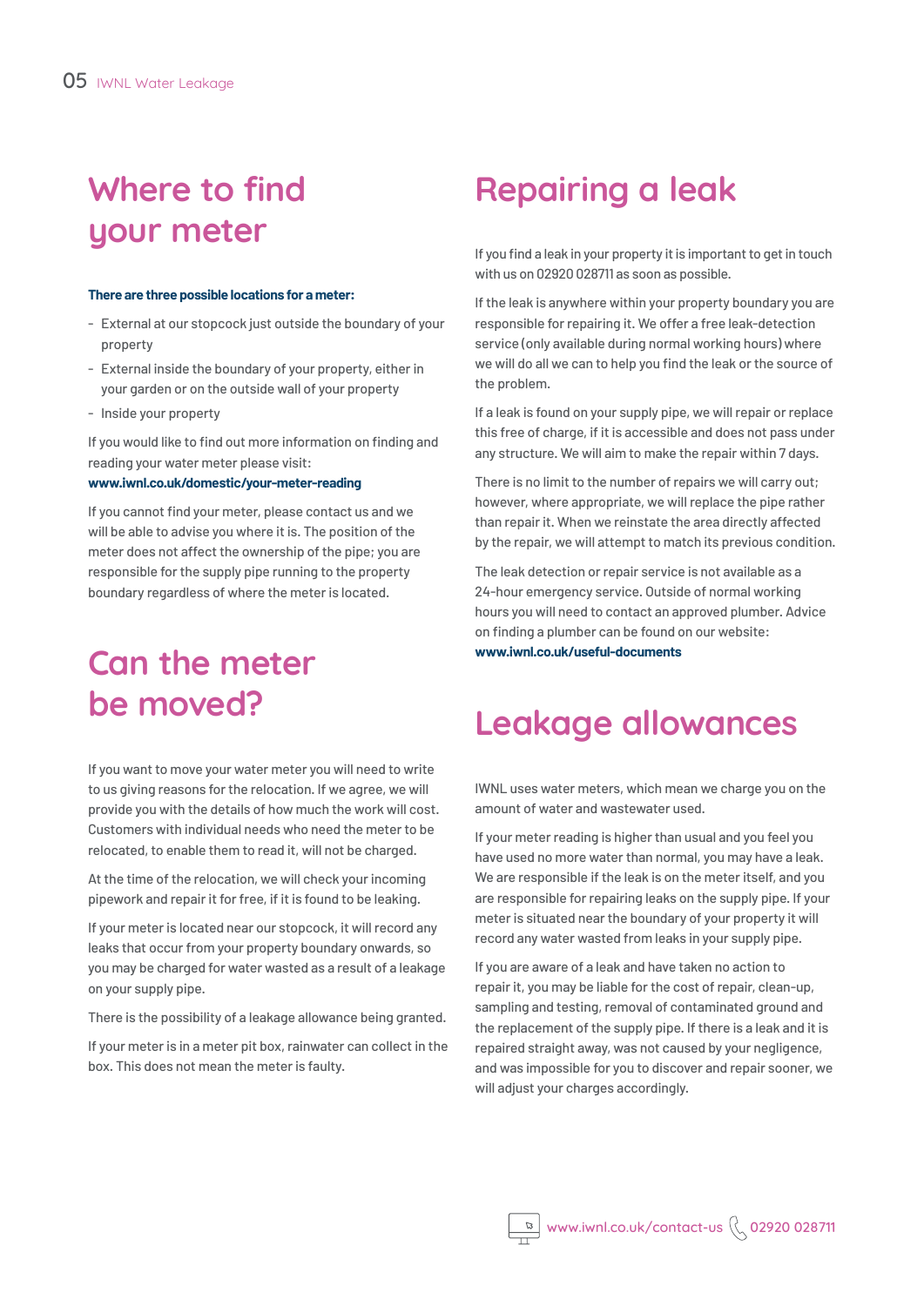## Where to find your meter

**There are three possible locations for a meter:**

- External at our stopcock just outside the boundary of your property
- External inside the boundary of your property, either in your garden or on the outside wall of your property
- Inside your property

If you would like to find out more information on finding and reading your water meter please visit:
**www.iwnl.co.uk/domestic/your-meter-reading**

If you cannot find your meter, please contact us and we will be able to advise you where it is. The position of the meter does not affect the ownership of the pipe; you are responsible for the supply pipe running to the property boundary regardless of where the meter is located.

## Can the meter be moved?

If you want to move your water meter you will need to write to us giving reasons for the relocation. If we agree, we will provide you with the details of how much the work will cost. Customers with individual needs who need the meter to be relocated, to enable them to read it, will not be charged.

At the time of the relocation, we will check your incoming pipework and repair it for free, if it is found to be leaking.

If your meter is located near our stopcock, it will record any leaks that occur from your property boundary onwards, so you may be charged for water wasted as a result of a leakage on your supply pipe.

There is the possibility of a leakage allowance being granted.

If your meter is in a meter pit box, rainwater can collect in the box. This does not mean the meter is faulty.

## Repairing a leak

If you find a leak in your property it is important to get in touch with us on 02920 028711 as soon as possible.

If the leak is anywhere within your property boundary you are responsible for repairing it. We offer a free leak-detection service (only available during normal working hours) where we will do all we can to help you find the leak or the source of the problem.

If a leak is found on your supply pipe, we will repair or replace this free of charge, if it is accessible and does not pass under any structure. We will aim to make the repair within 7 days.

There is no limit to the number of repairs we will carry out; however, where appropriate, we will replace the pipe rather than repair it. When we reinstate the area directly affected by the repair, we will attempt to match its previous condition.

The leak detection or repair service is not available as a 24-hour emergency service. Outside of normal working hours you will need to contact an approved plumber. Advice on finding a plumber can be found on our website:
**www.iwnl.co.uk/useful-documents**

## Leakage allowances

IWNL uses water meters, which mean we charge you on the amount of water and wastewater used.

If your meter reading is higher than usual and you feel you have used no more water than normal, you may have a leak. We are responsible if the leak is on the meter itself, and you are responsible for repairing leaks on the supply pipe. If your meter is situated near the boundary of your property it will record any water wasted from leaks in your supply pipe.

If you are aware of a leak and have taken no action to repair it, you may be liable for the cost of repair, clean-up, sampling and testing, removal of contaminated ground and the replacement of the supply pipe. If there is a leak and it is repaired straight away, was not caused by your negligence, and was impossible for you to discover and repair sooner, we will adjust your charges accordingly.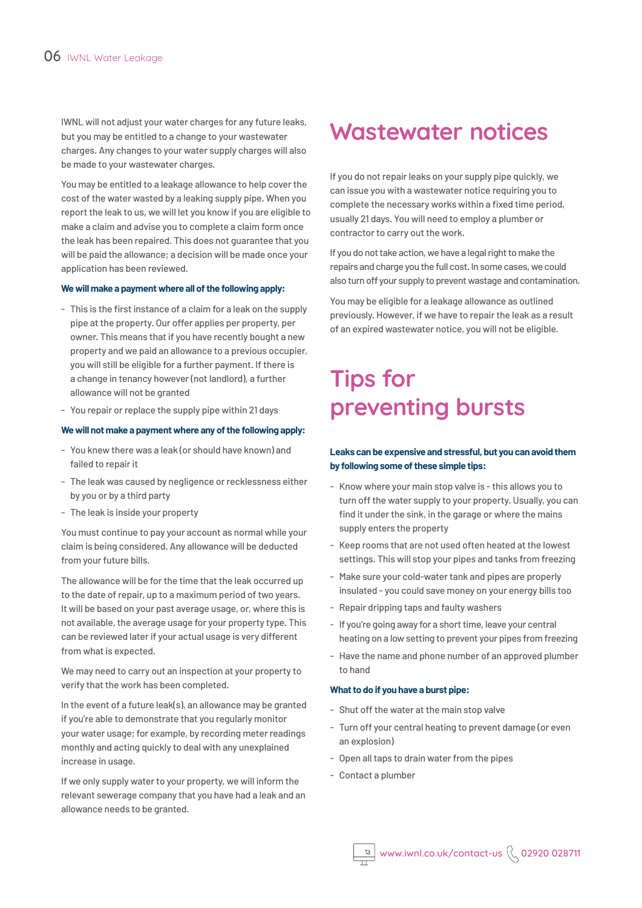IWNL will not adjust your water charges for any future leaks, but you may be entitled to a change to your wastewater charges. Any changes to your water supply charges will also be made to your wastewater charges.

You may be entitled to a leakage allowance to help cover the cost of the water wasted by a leaking supply pipe. When you report the leak to us, we will let you know if you are eligible to make a claim and advise you to complete a claim form once the leak has been repaired. This does not guarantee that you will be paid the allowance; a decision will be made once your application has been reviewed.

**We will make a payment where all of the following apply:**

- This is the first instance of a claim for a leak on the supply pipe at the property. Our offer applies per property, per owner. This means that if you have recently bought a new property and we paid an allowance to a previous occupier, you will still be eligible for a further payment. If there is a change in tenancy however (not landlord), a further allowance will not be granted
- You repair or replace the supply pipe within 21 days

**We will not make a payment where any of the following apply:**

- You knew there was a leak (or should have known) and failed to repair it
- The leak was caused by negligence or recklessness either by you or by a third party
- The leak is inside your property

You must continue to pay your account as normal while your claim is being considered. Any allowance will be deducted from your future bills.

The allowance will be for the time that the leak occurred up to the date of repair, up to a maximum period of two years. It will be based on your past average usage, or, where this is not available, the average usage for your property type. This can be reviewed later if your actual usage is very different from what is expected.

We may need to carry out an inspection at your property to verify that the work has been completed.

In the event of a future leak(s), an allowance may be granted if you're able to demonstrate that you regularly monitor your water usage; for example, by recording meter readings monthly and acting quickly to deal with any unexplained increase in usage.

If we only supply water to your property, we will inform the relevant sewerage company that you have had a leak and an allowance needs to be granted.

# Wastewater notices

If you do not repair leaks on your supply pipe quickly, we can issue you with a wastewater notice requiring you to complete the necessary works within a fixed time period, usually 21 days. You will need to employ a plumber or contractor to carry out the work.

If you do not take action, we have a legal right to make the repairs and charge you the full cost. In some cases, we could also turn off your supply to prevent wastage and contamination.

You may be eligible for a leakage allowance as outlined previously. However, if we have to repair the leak as a result of an expired wastewater notice, you will not be eligible.

# Tips for preventing bursts

**Leaks can be expensive and stressful, but you can avoid them by following some of these simple tips:**

- Know where your main stop valve is - this allows you to turn off the water supply to your property. Usually, you can find it under the sink, in the garage or where the mains supply enters the property
- Keep rooms that are not used often heated at the lowest settings. This will stop your pipes and tanks from freezing
- Make sure your cold-water tank and pipes are properly insulated - you could save money on your energy bills too
- Repair dripping taps and faulty washers
- If you're going away for a short time, leave your central heating on a low setting to prevent your pipes from freezing
- Have the name and phone number of an approved plumber to hand

**What to do if you have a burst pipe:**

- Shut off the water at the main stop valve
- Turn off your central heating to prevent damage (or even an explosion)
- Open all taps to drain water from the pipes
- Contact a plumber

www.iwnl.co.uk/contact-us 02920 028711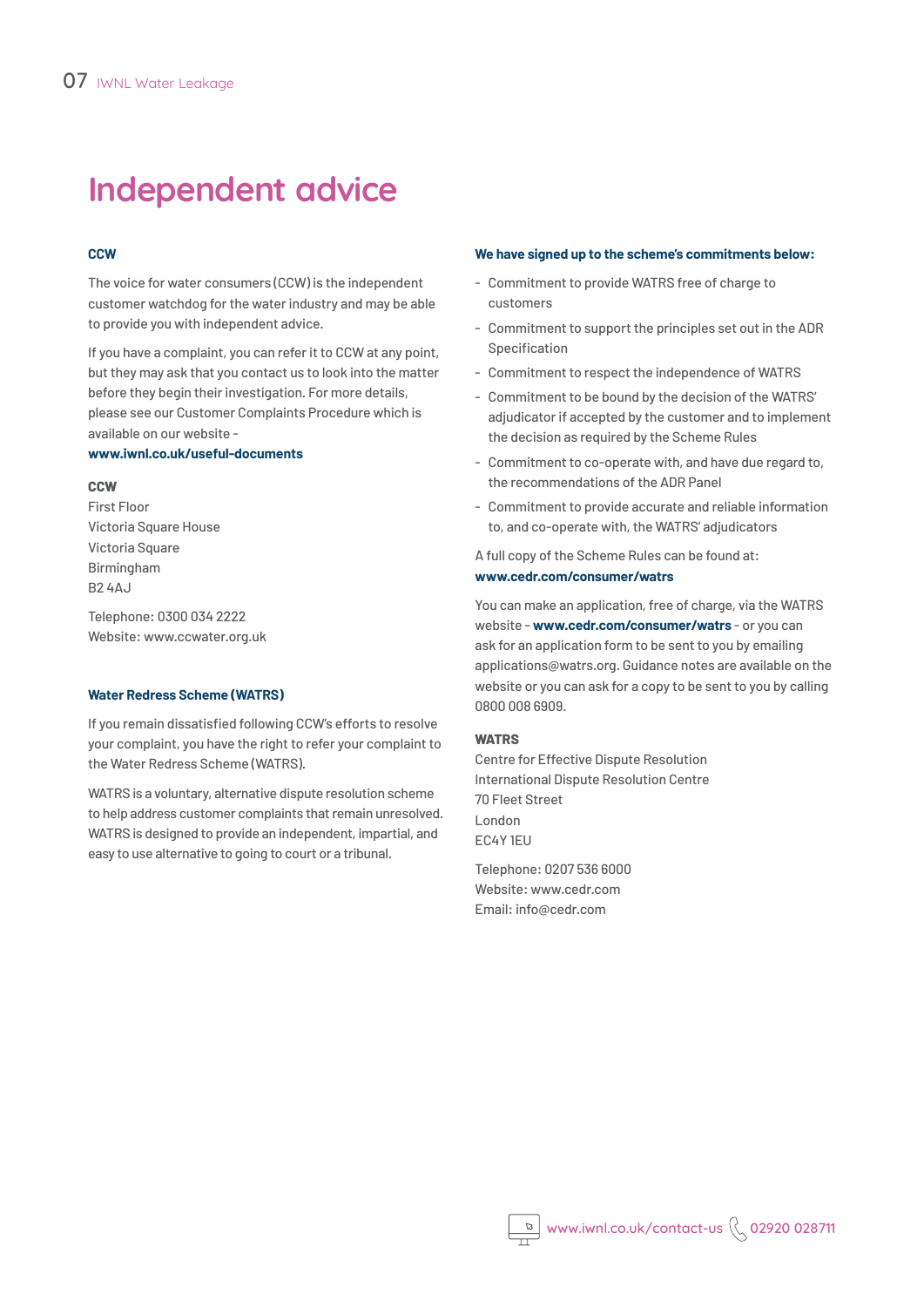# Independent advice

### CCW

The voice for water consumers (CCW) is the independent customer watchdog for the water industry and may be able to provide you with independent advice.

If you have a complaint, you can refer it to CCW at any point, but they may ask that you contact us to look into the matter before they begin their investigation. For more details, please see our Customer Complaints Procedure which is available on our website - **www.iwnl.co.uk/useful-documents**

**CCW**
First Floor
Victoria Square House
Victoria Square
Birmingham
B2 4AJ

Telephone: 0300 034 2222
Website: www.ccwater.org.uk

### Water Redress Scheme (WATRS)

If you remain dissatisfied following CCW's efforts to resolve your complaint, you have the right to refer your complaint to the Water Redress Scheme (WATRS).

WATRS is a voluntary, alternative dispute resolution scheme to help address customer complaints that remain unresolved. WATRS is designed to provide an independent, impartial, and easy to use alternative to going to court or a tribunal.

### We have signed up to the scheme's commitments below:

- Commitment to provide WATRS free of charge to customers
- Commitment to support the principles set out in the ADR Specification
- Commitment to respect the independence of WATRS
- Commitment to be bound by the decision of the WATRS' adjudicator if accepted by the customer and to implement the decision as required by the Scheme Rules
- Commitment to co-operate with, and have due regard to, the recommendations of the ADR Panel
- Commitment to provide accurate and reliable information to, and co-operate with, the WATRS' adjudicators

A full copy of the Scheme Rules can be found at: **www.cedr.com/consumer/watrs**

You can make an application, free of charge, via the WATRS website - **www.cedr.com/consumer/watrs** - or you can ask for an application form to be sent to you by emailing applications@watrs.org. Guidance notes are available on the website or you can ask for a copy to be sent to you by calling 0800 008 6909.

**WATRS**
Centre for Effective Dispute Resolution
International Dispute Resolution Centre
70 Fleet Street
London
EC4Y 1EU

Telephone: 0207 536 6000
Website: www.cedr.com
Email: info@cedr.com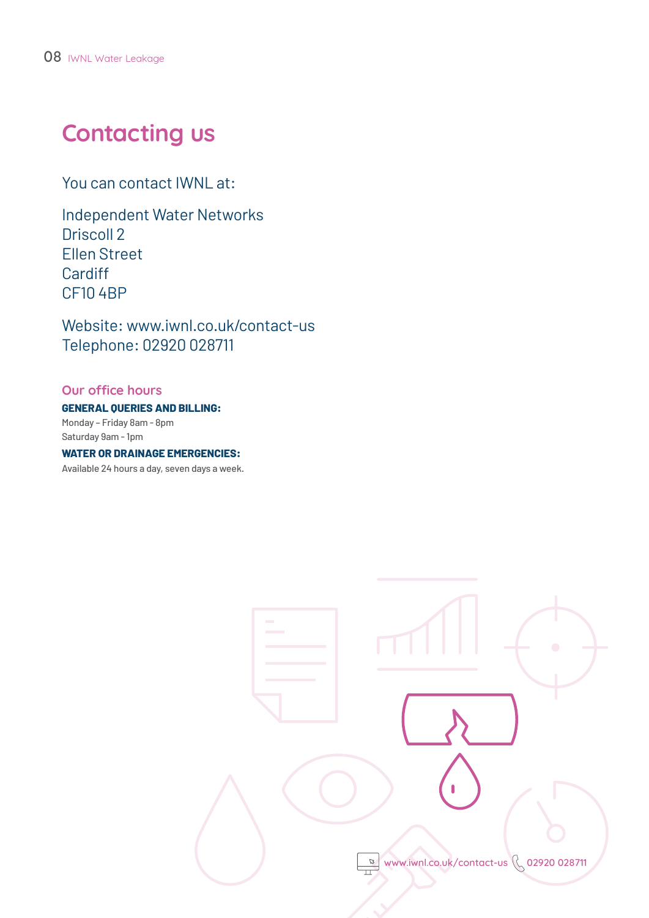## Contacting us

You can contact IWNL at:

Independent Water Networks
Driscoll 2
Ellen Street
Cardiff
CF10 4BP

Website: www.iwnl.co.uk/contact-us
Telephone: 02920 028711

### Our office hours

**GENERAL QUERIES AND BILLING:**

Monday – Friday 8am - 8pm
Saturday 9am - 1pm

**WATER OR DRAINAGE EMERGENCIES:**

Available 24 hours a day, seven days a week.

www.iwnl.co.uk/contact-us 02920 028711